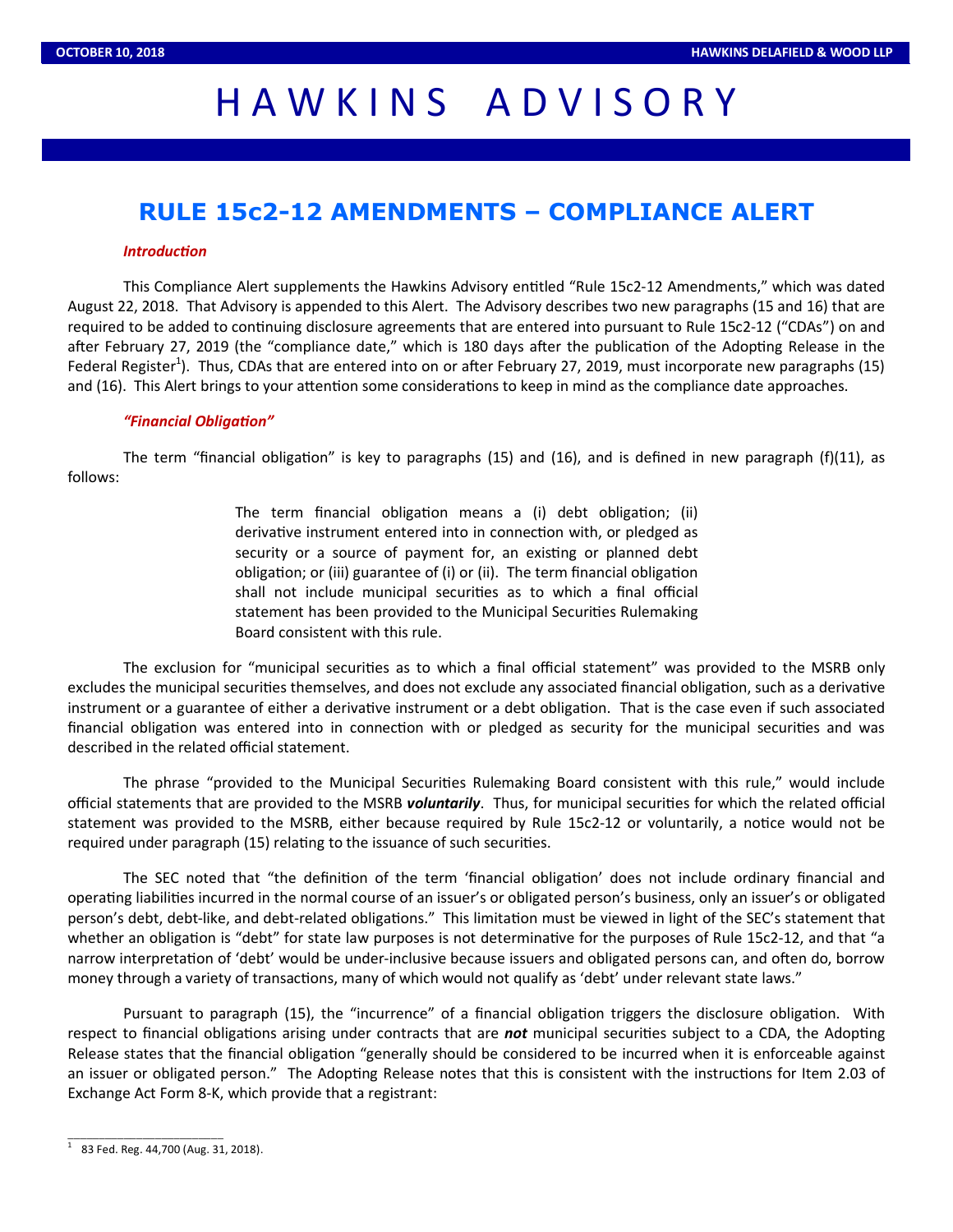# HAWKINS ADVISORY

## RULE 15c2-12 AMENDMENTS – COMPLIANCE ALERT

### *Introduction*

This Compliance Alert supplements the Hawkins Advisory entitled "Rule 15c2-12 Amendments," which was dated August 22, 2018. That Advisory is appended to this Alert. The Advisory describes two new paragraphs (15 and 16) that are required to be added to continuing disclosure agreements that are entered into pursuant to Rule 15c2-12 ("CDAs") on and after February 27, 2019 (the "compliance date," which is 180 days after the publication of the Adopting Release in the Federal Register[1]). Thus, CDAs that are entered into on or after February 27, 2019, must incorporate new paragraphs (15) and (16). This Alert brings to your attention some considerations to keep in mind as the compliance date approaches.

### *"Financial Obligation"*

The term "financial obligation" is key to paragraphs (15) and (16), and is defined in new paragraph (f)(11), as follows:

> The term financial obligation means a (i) debt obligation; (ii) derivative instrument entered into in connection with, or pledged as security or a source of payment for, an existing or planned debt obligation; or (iii) guarantee of (i) or (ii). The term financial obligation shall not include municipal securities as to which a final official statement has been provided to the Municipal Securities Rulemaking Board consistent with this rule.

The exclusion for "municipal securities as to which a final official statement" was provided to the MSRB only excludes the municipal securities themselves, and does not exclude any associated financial obligation, such as a derivative instrument or a guarantee of either a derivative instrument or a debt obligation. That is the case even if such associated financial obligation was entered into in connection with or pledged as security for the municipal securities and was described in the related official statement.

The phrase "provided to the Municipal Securities Rulemaking Board consistent with this rule," would include official statements that are provided to the MSRB ***voluntarily***. Thus, for municipal securities for which the related official statement was provided to the MSRB, either because required by Rule 15c2-12 or voluntarily, a notice would not be required under paragraph (15) relating to the issuance of such securities.

The SEC noted that "the definition of the term 'financial obligation' does not include ordinary financial and operating liabilities incurred in the normal course of an issuer's or obligated person's business, only an issuer's or obligated person's debt, debt-like, and debt-related obligations." This limitation must be viewed in light of the SEC's statement that whether an obligation is "debt" for state law purposes is not determinative for the purposes of Rule 15c2-12, and that "a narrow interpretation of 'debt' would be under-inclusive because issuers and obligated persons can, and often do, borrow money through a variety of transactions, many of which would not qualify as 'debt' under relevant state laws."

Pursuant to paragraph (15), the "incurrence" of a financial obligation triggers the disclosure obligation. With respect to financial obligations arising under contracts that are ***not*** municipal securities subject to a CDA, the Adopting Release states that the financial obligation "generally should be considered to be incurred when it is enforceable against an issuer or obligated person." The Adopting Release notes that this is consistent with the instructions for Item 2.03 of Exchange Act Form 8-K, which provide that a registrant:

---

[1] 83 Fed. Reg. 44,700 (Aug. 31, 2018).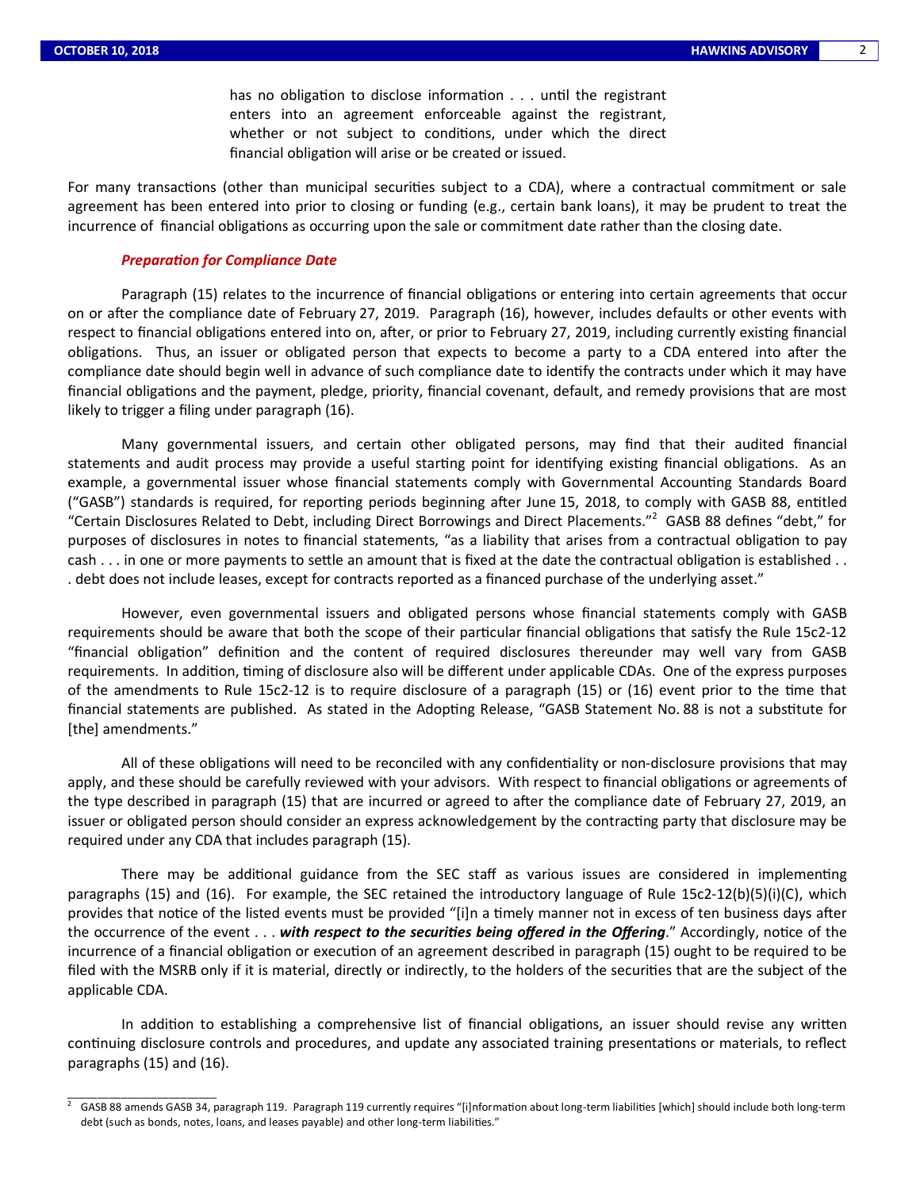> has no obligation to disclose information . . . until the registrant enters into an agreement enforceable against the registrant, whether or not subject to conditions, under which the direct financial obligation will arise or be created or issued.

For many transactions (other than municipal securities subject to a CDA), where a contractual commitment or sale agreement has been entered into prior to closing or funding (e.g., certain bank loans), it may be prudent to treat the incurrence of financial obligations as occurring upon the sale or commitment date rather than the closing date.

### *Preparation for Compliance Date*

Paragraph (15) relates to the incurrence of financial obligations or entering into certain agreements that occur on or after the compliance date of February 27, 2019. Paragraph (16), however, includes defaults or other events with respect to financial obligations entered into on, after, or prior to February 27, 2019, including currently existing financial obligations. Thus, an issuer or obligated person that expects to become a party to a CDA entered into after the compliance date should begin well in advance of such compliance date to identify the contracts under which it may have financial obligations and the payment, pledge, priority, financial covenant, default, and remedy provisions that are most likely to trigger a filing under paragraph (16).

Many governmental issuers, and certain other obligated persons, may find that their audited financial statements and audit process may provide a useful starting point for identifying existing financial obligations. As an example, a governmental issuer whose financial statements comply with Governmental Accounting Standards Board ("GASB") standards is required, for reporting periods beginning after June 15, 2018, to comply with GASB 88, entitled "Certain Disclosures Related to Debt, including Direct Borrowings and Direct Placements."[2] GASB 88 defines "debt," for purposes of disclosures in notes to financial statements, "as a liability that arises from a contractual obligation to pay cash . . . in one or more payments to settle an amount that is fixed at the date the contractual obligation is established . . . debt does not include leases, except for contracts reported as a financed purchase of the underlying asset."

However, even governmental issuers and obligated persons whose financial statements comply with GASB requirements should be aware that both the scope of their particular financial obligations that satisfy the Rule 15c2-12 "financial obligation" definition and the content of required disclosures thereunder may well vary from GASB requirements. In addition, timing of disclosure also will be different under applicable CDAs. One of the express purposes of the amendments to Rule 15c2-12 is to require disclosure of a paragraph (15) or (16) event prior to the time that financial statements are published. As stated in the Adopting Release, "GASB Statement No. 88 is not a substitute for [the] amendments."

All of these obligations will need to be reconciled with any confidentiality or non-disclosure provisions that may apply, and these should be carefully reviewed with your advisors. With respect to financial obligations or agreements of the type described in paragraph (15) that are incurred or agreed to after the compliance date of February 27, 2019, an issuer or obligated person should consider an express acknowledgement by the contracting party that disclosure may be required under any CDA that includes paragraph (15).

There may be additional guidance from the SEC staff as various issues are considered in implementing paragraphs (15) and (16). For example, the SEC retained the introductory language of Rule 15c2-12(b)(5)(i)(C), which provides that notice of the listed events must be provided "[i]n a timely manner not in excess of ten business days after the occurrence of the event . . . ***with respect to the securities being offered in the Offering***." Accordingly, notice of the incurrence of a financial obligation or execution of an agreement described in paragraph (15) ought to be required to be filed with the MSRB only if it is material, directly or indirectly, to the holders of the securities that are the subject of the applicable CDA.

In addition to establishing a comprehensive list of financial obligations, an issuer should revise any written continuing disclosure controls and procedures, and update any associated training presentations or materials, to reflect paragraphs (15) and (16).

---

[2] GASB 88 amends GASB 34, paragraph 119. Paragraph 119 currently requires "[i]nformation about long-term liabilities [which] should include both long-term debt (such as bonds, notes, loans, and leases payable) and other long-term liabilities."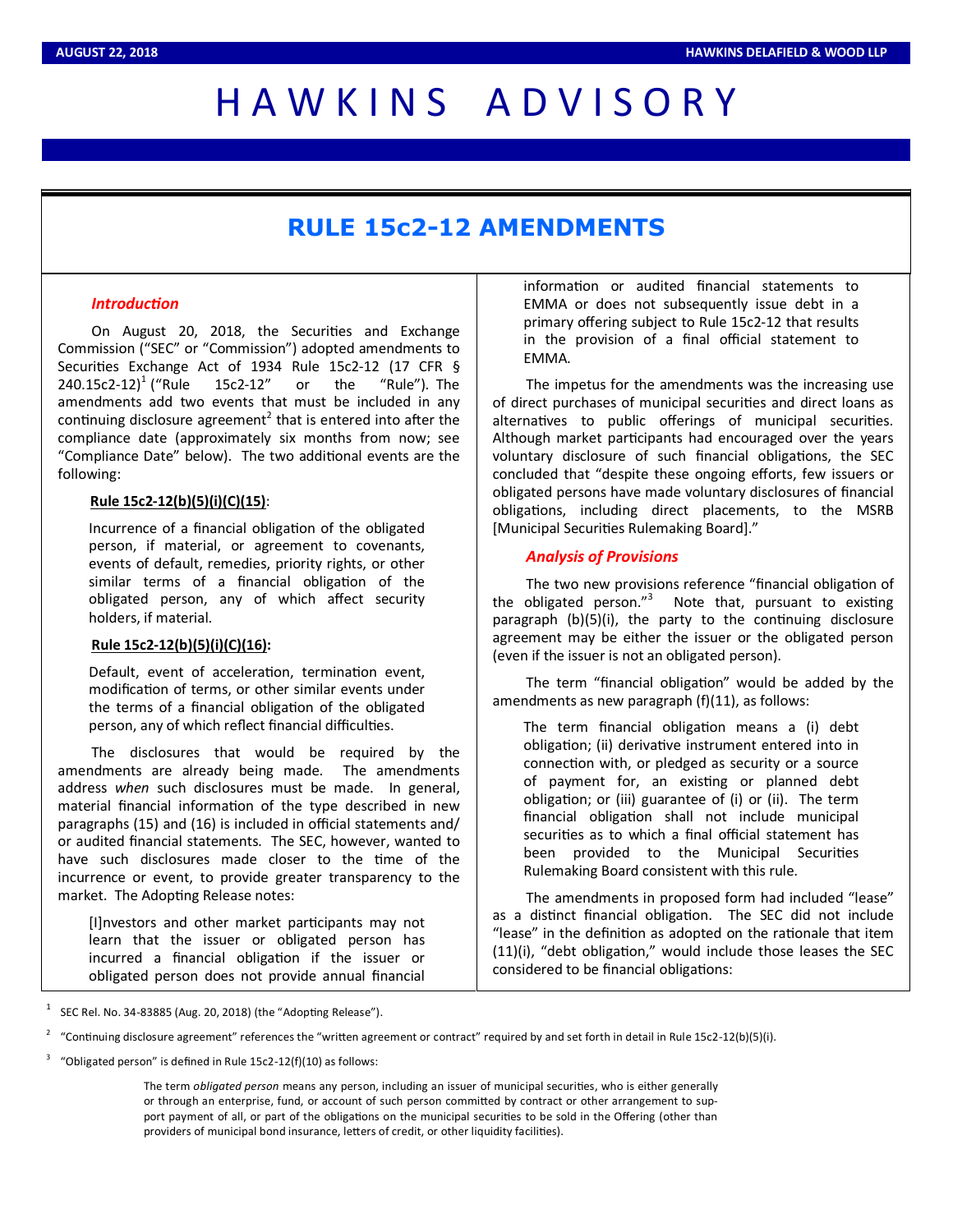# RULE 15c2-12 AMENDMENTS

### *Introduction*

On August 20, 2018, the Securities and Exchange Commission ("SEC" or "Commission") adopted amendments to Securities Exchange Act of 1934 Rule 15c2-12 (17 CFR § 240.15c2-12)[1] ("Rule 15c2-12" or the "Rule"). The amendments add two events that must be included in any continuing disclosure agreement[2] that is entered into after the compliance date (approximately six months from now; see "Compliance Date" below). The two additional events are the following:

**Rule 15c2-12(b)(5)(i)(C)(15)**:

> Incurrence of a financial obligation of the obligated person, if material, or agreement to covenants, events of default, remedies, priority rights, or other similar terms of a financial obligation of the obligated person, any of which affect security holders, if material.

**Rule 15c2-12(b)(5)(i)(C)(16):**

> Default, event of acceleration, termination event, modification of terms, or other similar events under the terms of a financial obligation of the obligated person, any of which reflect financial difficulties.

The disclosures that would be required by the amendments are already being made. The amendments address *when* such disclosures must be made. In general, material financial information of the type described in new paragraphs (15) and (16) is included in official statements and/or audited financial statements. The SEC, however, wanted to have such disclosures made closer to the time of the incurrence or event, to provide greater transparency to the market. The Adopting Release notes:

> [I]nvestors and other market participants may not learn that the issuer or obligated person has incurred a financial obligation if the issuer or obligated person does not provide annual financial information or audited financial statements to EMMA or does not subsequently issue debt in a primary offering subject to Rule 15c2-12 that results in the provision of a final official statement to EMMA.

The impetus for the amendments was the increasing use of direct purchases of municipal securities and direct loans as alternatives to public offerings of municipal securities. Although market participants had encouraged over the years voluntary disclosure of such financial obligations, the SEC concluded that "despite these ongoing efforts, few issuers or obligated persons have made voluntary disclosures of financial obligations, including direct placements, to the MSRB [Municipal Securities Rulemaking Board]."

### *Analysis of Provisions*

The two new provisions reference "financial obligation of the obligated person."[3] Note that, pursuant to existing paragraph (b)(5)(i), the party to the continuing disclosure agreement may be either the issuer or the obligated person (even if the issuer is not an obligated person).

The term "financial obligation" would be added by the amendments as new paragraph (f)(11), as follows:

> The term financial obligation means a (i) debt obligation; (ii) derivative instrument entered into in connection with, or pledged as security or a source of payment for, an existing or planned debt obligation; or (iii) guarantee of (i) or (ii). The term financial obligation shall not include municipal securities as to which a final official statement has been provided to the Municipal Securities Rulemaking Board consistent with this rule.

The amendments in proposed form had included "lease" as a distinct financial obligation. The SEC did not include "lease" in the definition as adopted on the rationale that item (11)(i), "debt obligation," would include those leases the SEC considered to be financial obligations:

---

[1] SEC Rel. No. 34-83885 (Aug. 20, 2018) (the "Adopting Release").

[2] "Continuing disclosure agreement" references the "written agreement or contract" required by and set forth in detail in Rule 15c2-12(b)(5)(i).

[3] "Obligated person" is defined in Rule 15c2-12(f)(10) as follows:

> The term *obligated person* means any person, including an issuer of municipal securities, who is either generally or through an enterprise, fund, or account of such person committed by contract or other arrangement to support payment of all, or part of the obligations on the municipal securities to be sold in the Offering (other than providers of municipal bond insurance, letters of credit, or other liquidity facilities).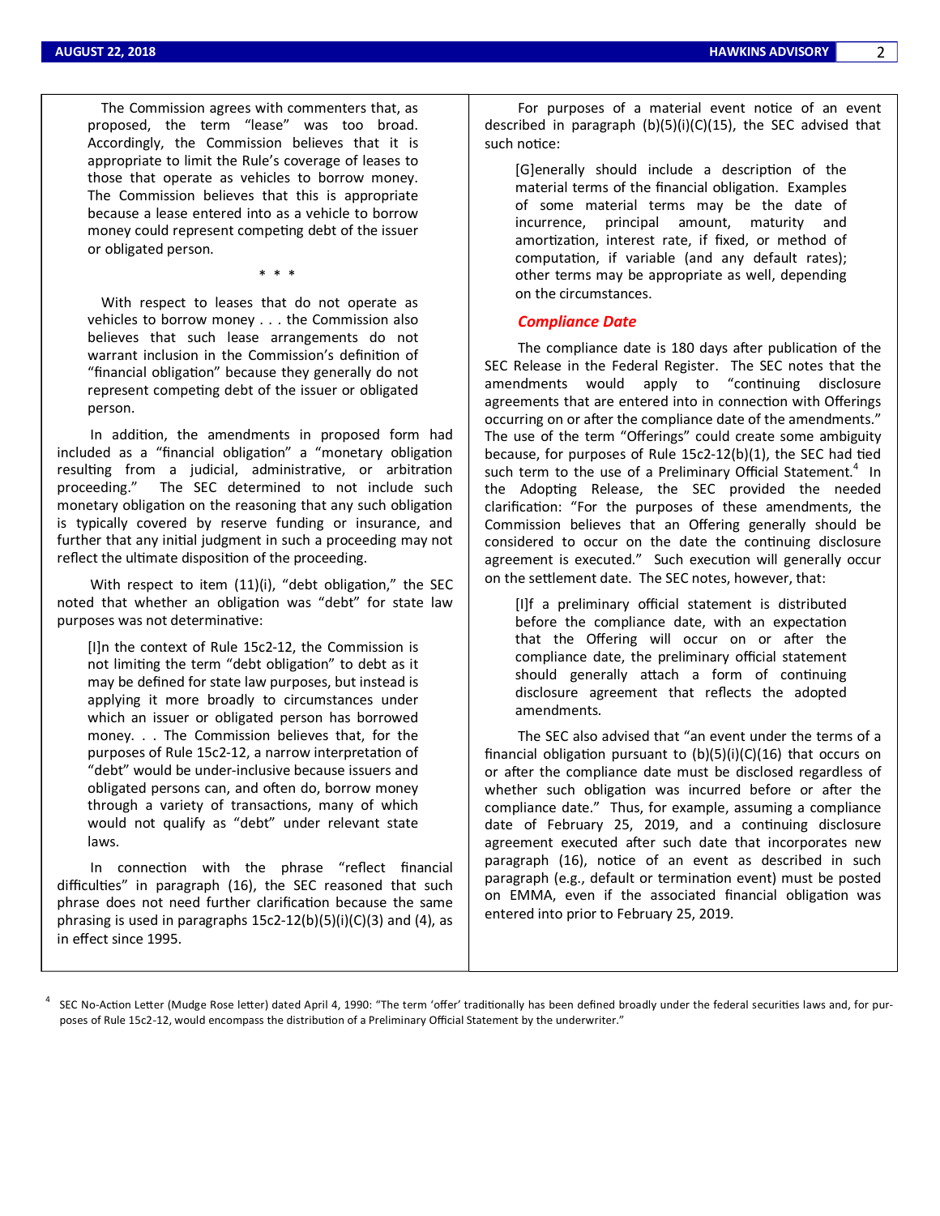> The Commission agrees with commenters that, as proposed, the term "lease" was too broad. Accordingly, the Commission believes that it is appropriate to limit the Rule's coverage of leases to those that operate as vehicles to borrow money. The Commission believes that this is appropriate because a lease entered into as a vehicle to borrow money could represent competing debt of the issuer or obligated person.
>
> \* \* \*
>
> With respect to leases that do not operate as vehicles to borrow money . . . the Commission also believes that such lease arrangements do not warrant inclusion in the Commission's definition of "financial obligation" because they generally do not represent competing debt of the issuer or obligated person.

In addition, the amendments in proposed form had included as a "financial obligation" a "monetary obligation resulting from a judicial, administrative, or arbitration proceeding." The SEC determined to not include such monetary obligation on the reasoning that any such obligation is typically covered by reserve funding or insurance, and further that any initial judgment in such a proceeding may not reflect the ultimate disposition of the proceeding.

With respect to item (11)(i), "debt obligation," the SEC noted that whether an obligation was "debt" for state law purposes was not determinative:

> [I]n the context of Rule 15c2-12, the Commission is not limiting the term "debt obligation" to debt as it may be defined for state law purposes, but instead is applying it more broadly to circumstances under which an issuer or obligated person has borrowed money. . . The Commission believes that, for the purposes of Rule 15c2-12, a narrow interpretation of "debt" would be under-inclusive because issuers and obligated persons can, and often do, borrow money through a variety of transactions, many of which would not qualify as "debt" under relevant state laws.

In connection with the phrase "reflect financial difficulties" in paragraph (16), the SEC reasoned that such phrase does not need further clarification because the same phrasing is used in paragraphs 15c2-12(b)(5)(i)(C)(3) and (4), as in effect since 1995.

For purposes of a material event notice of an event described in paragraph (b)(5)(i)(C)(15), the SEC advised that such notice:

> [G]enerally should include a description of the material terms of the financial obligation. Examples of some material terms may be the date of incurrence, principal amount, maturity and amortization, interest rate, if fixed, or method of computation, if variable (and any default rates); other terms may be appropriate as well, depending on the circumstances.

## Compliance Date

The compliance date is 180 days after publication of the SEC Release in the Federal Register. The SEC notes that the amendments would apply to "continuing disclosure agreements that are entered into in connection with Offerings occurring on or after the compliance date of the amendments." The use of the term "Offerings" could create some ambiguity because, for purposes of Rule 15c2-12(b)(1), the SEC had tied such term to the use of a Preliminary Official Statement.[4] In the Adopting Release, the SEC provided the needed clarification: "For the purposes of these amendments, the Commission believes that an Offering generally should be considered to occur on the date the continuing disclosure agreement is executed." Such execution will generally occur on the settlement date. The SEC notes, however, that:

> [I]f a preliminary official statement is distributed before the compliance date, with an expectation that the Offering will occur on or after the compliance date, the preliminary official statement should generally attach a form of continuing disclosure agreement that reflects the adopted amendments.

The SEC also advised that "an event under the terms of a financial obligation pursuant to (b)(5)(i)(C)(16) that occurs on or after the compliance date must be disclosed regardless of whether such obligation was incurred before or after the compliance date." Thus, for example, assuming a compliance date of February 25, 2019, and a continuing disclosure agreement executed after such date that incorporates new paragraph (16), notice of an event as described in such paragraph (e.g., default or termination event) must be posted on EMMA, even if the associated financial obligation was entered into prior to February 25, 2019.

---

[4] SEC No-Action Letter (Mudge Rose letter) dated April 4, 1990: "The term 'offer' traditionally has been defined broadly under the federal securities laws and, for purposes of Rule 15c2-12, would encompass the distribution of a Preliminary Official Statement by the underwriter."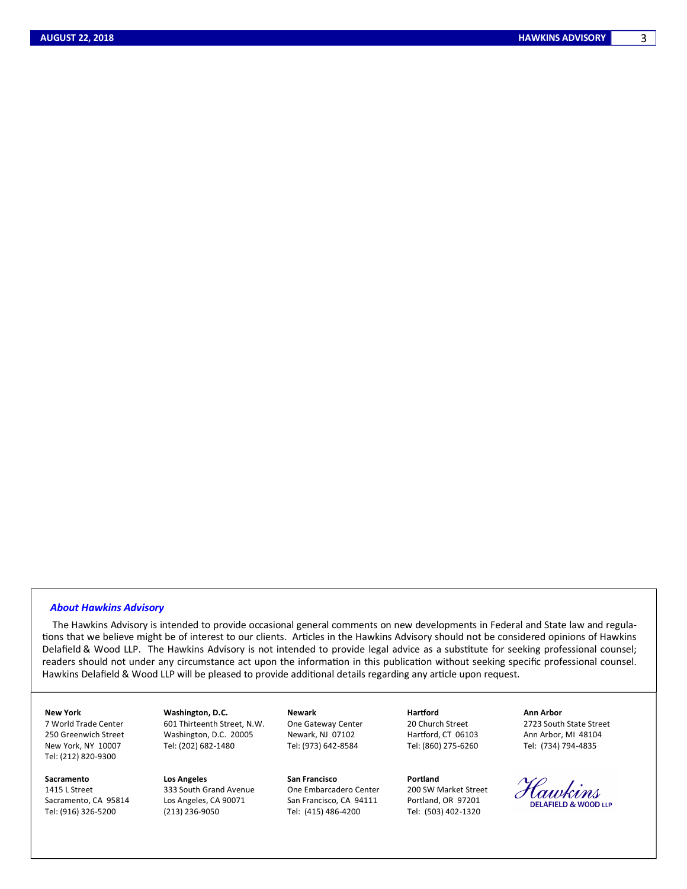### *About Hawkins Advisory*

The Hawkins Advisory is intended to provide occasional general comments on new developments in Federal and State law and regulations that we believe might be of interest to our clients. Articles in the Hawkins Advisory should not be considered opinions of Hawkins Delafield & Wood LLP. The Hawkins Advisory is not intended to provide legal advice as a substitute for seeking professional counsel; readers should not under any circumstance act upon the information in this publication without seeking specific professional counsel. Hawkins Delafield & Wood LLP will be pleased to provide additional details regarding any article upon request.

**New York**
7 World Trade Center
250 Greenwich Street
New York, NY 10007
Tel: (212) 820-9300

**Washington, D.C.**
601 Thirteenth Street, N.W.
Washington, D.C. 20005
Tel: (202) 682-1480

**Newark**
One Gateway Center
Newark, NJ 07102
Tel: (973) 642-8584

**Hartford**
20 Church Street
Hartford, CT 06103
Tel: (860) 275-6260

**Ann Arbor**
2723 South State Street
Ann Arbor, MI 48104
Tel: (734) 794-4835

**Sacramento**
1415 L Street
Sacramento, CA 95814
Tel: (916) 326-5200

**Los Angeles**
333 South Grand Avenue
Los Angeles, CA 90071
(213) 236-9050

**San Francisco**
One Embarcadero Center
San Francisco, CA 94111
Tel: (415) 486-4200

**Portland**
200 SW Market Street
Portland, OR 97201
Tel: (503) 402-1320

Hawkins
DELAFIELD & WOOD LLP